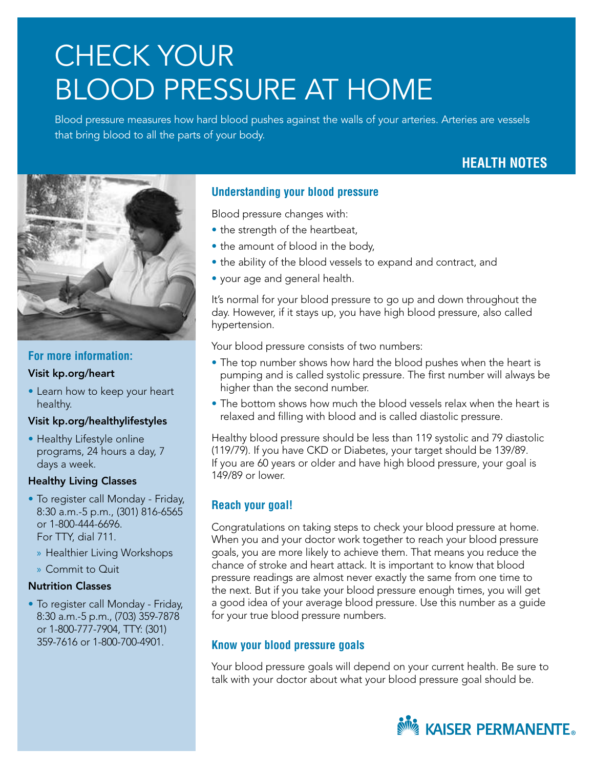# CHECK YOUR BLOOD PRESSURE AT HOME

Blood pressure measures how hard blood pushes against the walls of your arteries. Arteries are vessels that bring blood to all the parts of your body.

**HEALTH NOTES**

## Understanding your blood pressure

Blood pressure changes with:

- the strength of the heartbeat,
- the amount of blood in the body,
- the ability of the blood vessels to expand and contract, and
- your age and general health.

It's normal for your blood pressure to go up and down throughout the day. However, if it stays up, you have high blood pressure, also called hypertension.

Your blood pressure consists of two numbers:

- The top number shows how hard the blood pushes when the heart is pumping and is called systolic pressure. The first number will always be higher than the second number.
- The bottom shows how much the blood vessels relax when the heart is relaxed and filling with blood and is called diastolic pressure.

Healthy blood pressure should be less than 119 systolic and 79 diastolic (119/79). If you have CKD or Diabetes, your target should be 139/89. If you are 60 years or older and have high blood pressure, your goal is 149/89 or lower.

## Reach your goal!

Congratulations on taking steps to check your blood pressure at home. When you and your doctor work together to reach your blood pressure goals, you are more likely to achieve them. That means you reduce the chance of stroke and heart attack. It is important to know that blood pressure readings are almost never exactly the same from one time to the next. But if you take your blood pressure enough times, you will get a good idea of your average blood pressure. Use this number as a guide for your true blood pressure numbers.

## Know your blood pressure goals

Your blood pressure goals will depend on your current health. Be sure to talk with your doctor about what your blood pressure goal should be.

## For more information:

**Visit kp.org/heart**

- Learn how to keep your heart healthy.

**Visit kp.org/healthylifestyles**

- Healthy Lifestyle online programs, 24 hours a day, 7 days a week.

**Healthy Living Classes**

- To register call Monday - Friday, 8:30 a.m.-5 p.m., (301) 816-6565 or 1-800-444-6696. For TTY, dial 711.
  - Healthier Living Workshops
  - Commit to Quit

**Nutrition Classes**

- To register call Monday - Friday, 8:30 a.m.-5 p.m., (703) 359-7878 or 1-800-777-7904, TTY: (301) 359-7616 or 1-800-700-4901.

KAISER PERMANENTE®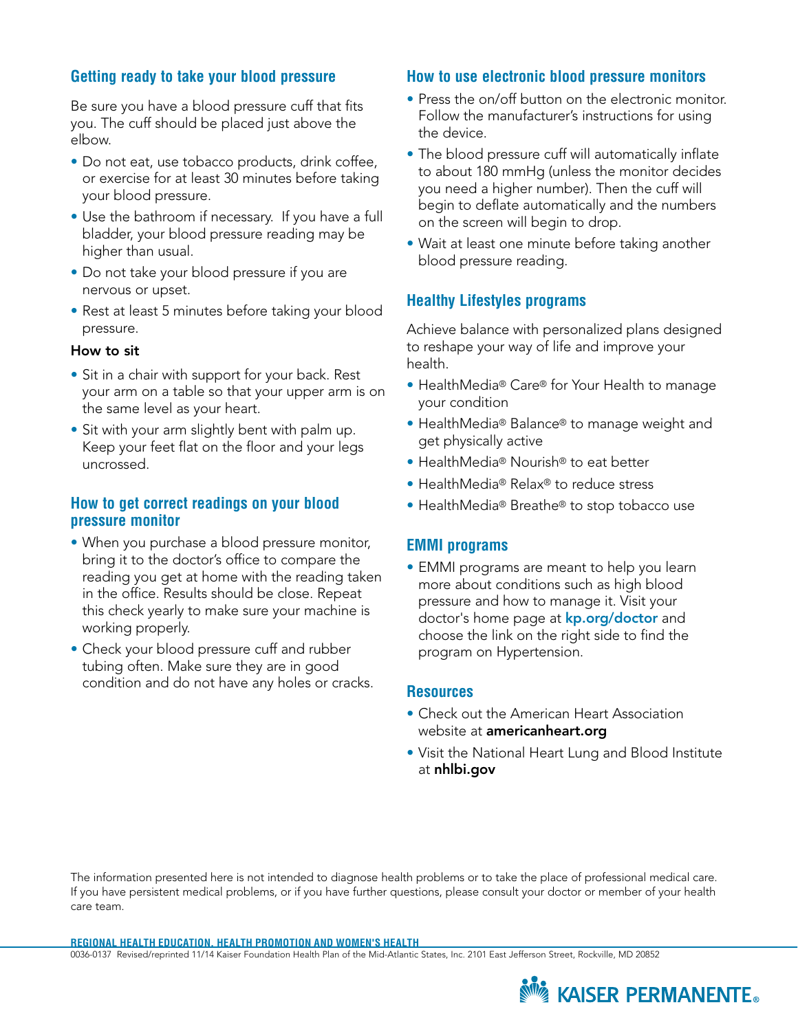## Getting ready to take your blood pressure

Be sure you have a blood pressure cuff that fits you. The cuff should be placed just above the elbow.

- Do not eat, use tobacco products, drink coffee, or exercise for at least 30 minutes before taking your blood pressure.
- Use the bathroom if necessary. If you have a full bladder, your blood pressure reading may be higher than usual.
- Do not take your blood pressure if you are nervous or upset.
- Rest at least 5 minutes before taking your blood pressure.

**How to sit**

- Sit in a chair with support for your back. Rest your arm on a table so that your upper arm is on the same level as your heart.
- Sit with your arm slightly bent with palm up. Keep your feet flat on the floor and your legs uncrossed.

## How to get correct readings on your blood pressure monitor

- When you purchase a blood pressure monitor, bring it to the doctor's office to compare the reading you get at home with the reading taken in the office. Results should be close. Repeat this check yearly to make sure your machine is working properly.
- Check your blood pressure cuff and rubber tubing often. Make sure they are in good condition and do not have any holes or cracks.

## How to use electronic blood pressure monitors

- Press the on/off button on the electronic monitor. Follow the manufacturer's instructions for using the device.
- The blood pressure cuff will automatically inflate to about 180 mmHg (unless the monitor decides you need a higher number). Then the cuff will begin to deflate automatically and the numbers on the screen will begin to drop.
- Wait at least one minute before taking another blood pressure reading.

## Healthy Lifestyles programs

Achieve balance with personalized plans designed to reshape your way of life and improve your health.

- HealthMedia® Care® for Your Health to manage your condition
- HealthMedia® Balance® to manage weight and get physically active
- HealthMedia® Nourish® to eat better
- HealthMedia® Relax® to reduce stress
- HealthMedia® Breathe® to stop tobacco use

## EMMI programs

- EMMI programs are meant to help you learn more about conditions such as high blood pressure and how to manage it. Visit your doctor's home page at **kp.org/doctor** and choose the link on the right side to find the program on Hypertension.

## Resources

- Check out the American Heart Association website at **americanheart.org**
- Visit the National Heart Lung and Blood Institute at **nhlbi.gov**

The information presented here is not intended to diagnose health problems or to take the place of professional medical care. If you have persistent medical problems, or if you have further questions, please consult your doctor or member of your health care team.

**REGIONAL HEALTH EDUCATION, HEALTH PROMOTION AND WOMEN'S HEALTH**

0036-0137 Revised/reprinted 11/14 Kaiser Foundation Health Plan of the Mid-Atlantic States, Inc. 2101 East Jefferson Street, Rockville, MD 20852

KAISER PERMANENTE®